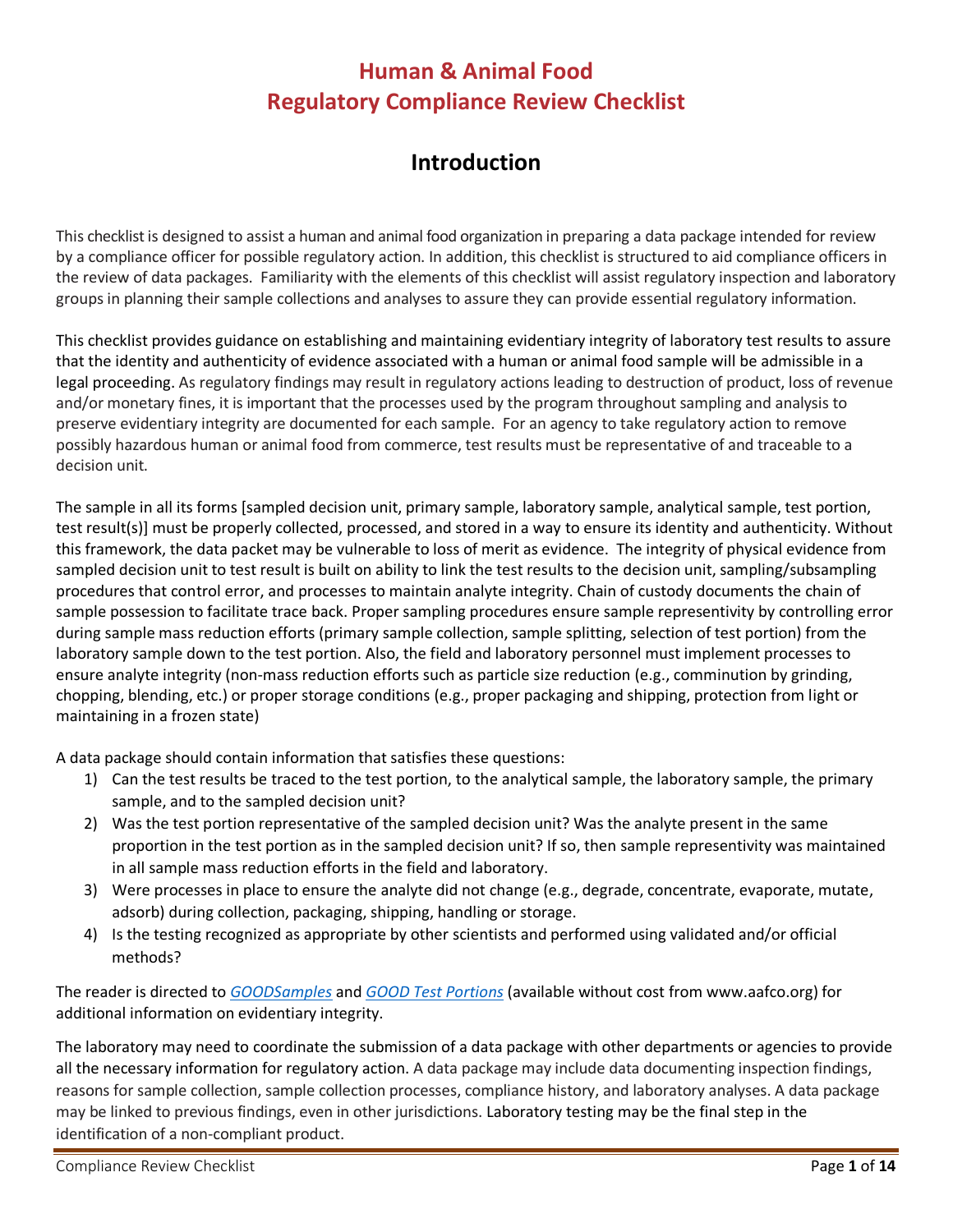# Human & Animal Food
# Regulatory Compliance Review Checklist

## Introduction

This checklist is designed to assist a human and animal food organization in preparing a data package intended for review by a compliance officer for possible regulatory action. In addition, this checklist is structured to aid compliance officers in the review of data packages. Familiarity with the elements of this checklist will assist regulatory inspection and laboratory groups in planning their sample collections and analyses to assure they can provide essential regulatory information.

This checklist provides guidance on establishing and maintaining evidentiary integrity of laboratory test results to assure that the identity and authenticity of evidence associated with a human or animal food sample will be admissible in a legal proceeding. As regulatory findings may result in regulatory actions leading to destruction of product, loss of revenue and/or monetary fines, it is important that the processes used by the program throughout sampling and analysis to preserve evidentiary integrity are documented for each sample. For an agency to take regulatory action to remove possibly hazardous human or animal food from commerce, test results must be representative of and traceable to a decision unit.

The sample in all its forms [sampled decision unit, primary sample, laboratory sample, analytical sample, test portion, test result(s)] must be properly collected, processed, and stored in a way to ensure its identity and authenticity. Without this framework, the data packet may be vulnerable to loss of merit as evidence. The integrity of physical evidence from sampled decision unit to test result is built on ability to link the test results to the decision unit, sampling/subsampling procedures that control error, and processes to maintain analyte integrity. Chain of custody documents the chain of sample possession to facilitate trace back. Proper sampling procedures ensure sample representivity by controlling error during sample mass reduction efforts (primary sample collection, sample splitting, selection of test portion) from the laboratory sample down to the test portion. Also, the field and laboratory personnel must implement processes to ensure analyte integrity (non-mass reduction efforts such as particle size reduction (e.g., comminution by grinding, chopping, blending, etc.) or proper storage conditions (e.g., proper packaging and shipping, protection from light or maintaining in a frozen state)

A data package should contain information that satisfies these questions:

1) Can the test results be traced to the test portion, to the analytical sample, the laboratory sample, the primary sample, and to the sampled decision unit?
2) Was the test portion representative of the sampled decision unit? Was the analyte present in the same proportion in the test portion as in the sampled decision unit? If so, then sample representivity was maintained in all sample mass reduction efforts in the field and laboratory.
3) Were processes in place to ensure the analyte did not change (e.g., degrade, concentrate, evaporate, mutate, adsorb) during collection, packaging, shipping, handling or storage.
4) Is the testing recognized as appropriate by other scientists and performed using validated and/or official methods?

The reader is directed to *GOODSamples* and *GOOD Test Portions* (available without cost from www.aafco.org) for additional information on evidentiary integrity.

The laboratory may need to coordinate the submission of a data package with other departments or agencies to provide all the necessary information for regulatory action. A data package may include data documenting inspection findings, reasons for sample collection, sample collection processes, compliance history, and laboratory analyses. A data package may be linked to previous findings, even in other jurisdictions. Laboratory testing may be the final step in the identification of a non-compliant product.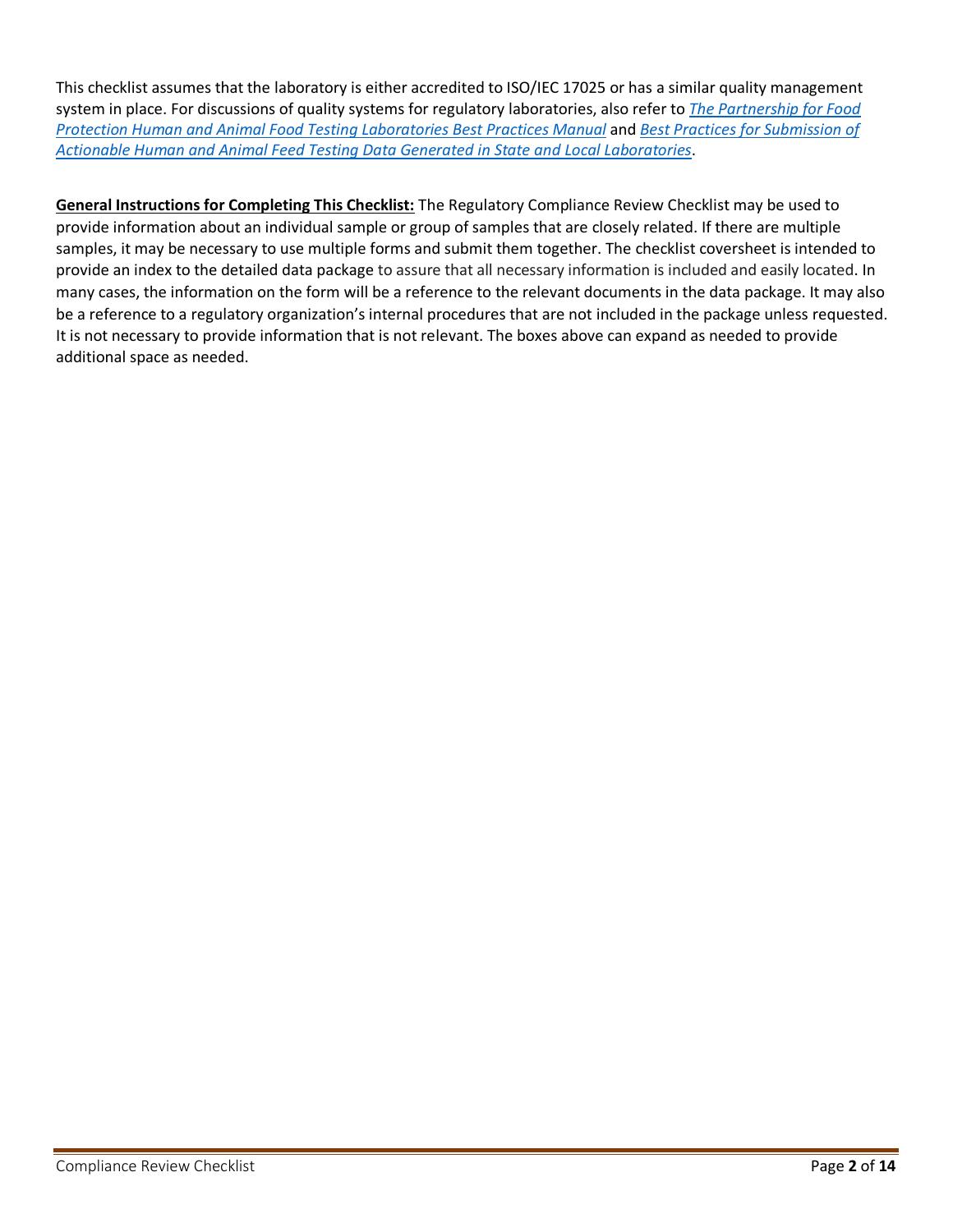This checklist assumes that the laboratory is either accredited to ISO/IEC 17025 or has a similar quality management system in place. For discussions of quality systems for regulatory laboratories, also refer to *The Partnership for Food Protection Human and Animal Food Testing Laboratories Best Practices Manual* and *Best Practices for Submission of Actionable Human and Animal Feed Testing Data Generated in State and Local Laboratories*.

**General Instructions for Completing This Checklist:** The Regulatory Compliance Review Checklist may be used to provide information about an individual sample or group of samples that are closely related. If there are multiple samples, it may be necessary to use multiple forms and submit them together. The checklist coversheet is intended to provide an index to the detailed data package to assure that all necessary information is included and easily located. In many cases, the information on the form will be a reference to the relevant documents in the data package. It may also be a reference to a regulatory organization's internal procedures that are not included in the package unless requested. It is not necessary to provide information that is not relevant. The boxes above can expand as needed to provide additional space as needed.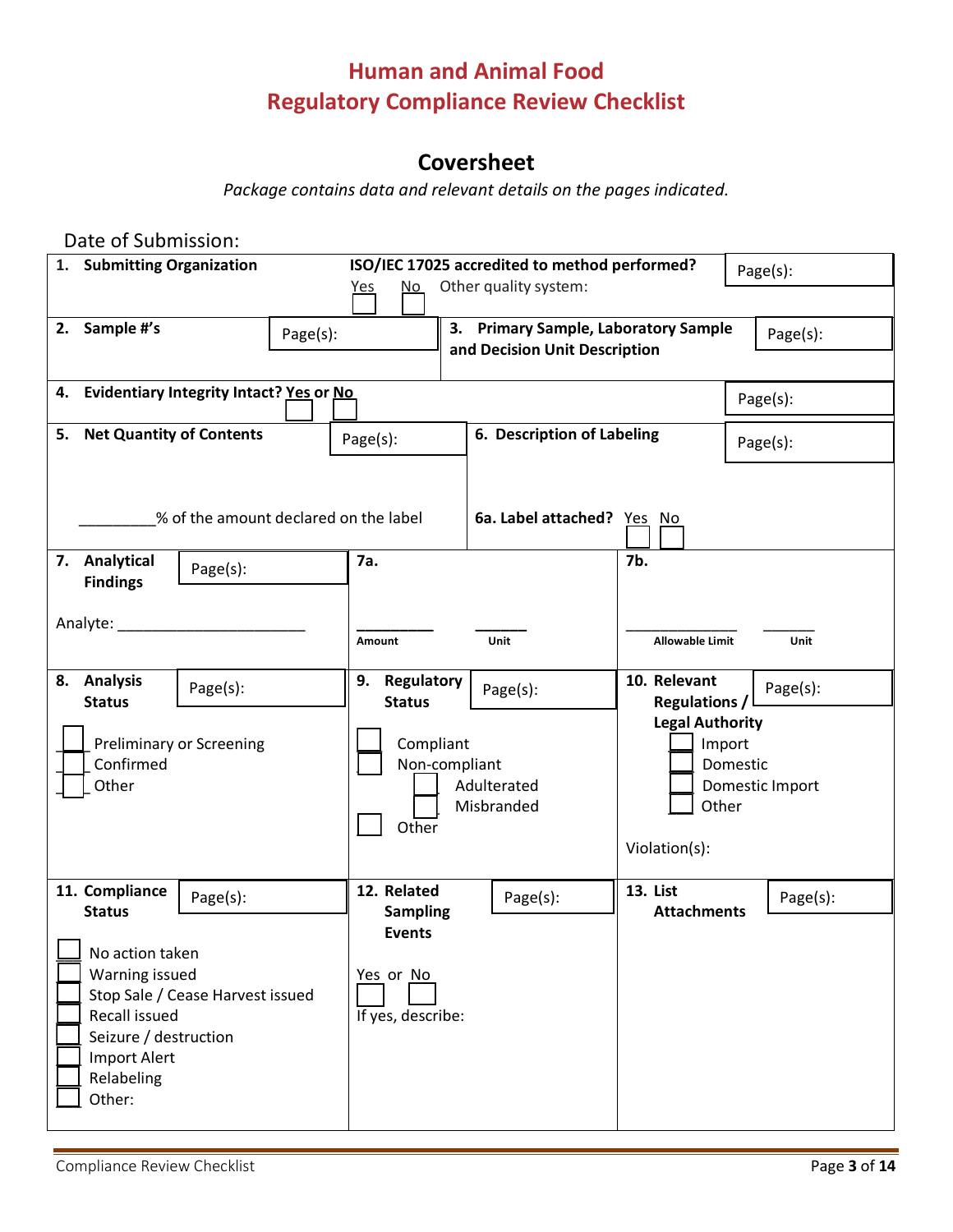# Human and Animal Food
# Regulatory Compliance Review Checklist

## Coversheet

*Package contains data and relevant details on the pages indicated.*

Date of Submission:

**1. Submitting Organization**

**ISO/IEC 17025 accredited to method performed?** Page(s):

Yes ☐ No ☐ Other quality system:

**2. Sample #'s** Page(s):

**3. Primary Sample, Laboratory Sample and Decision Unit Description** Page(s):

**4. Evidentiary Integrity Intact? Yes ☐ or No ☐** Page(s):

**5. Net Quantity of Contents** Page(s):

_________% of the amount declared on the label

**6. Description of Labeling** Page(s):

**6a. Label attached?** Yes ☐ No ☐

**7. Analytical Findings** Page(s):

Analyte: ______________________

**7a.**

_________ Amount ______ Unit

**7b.**

_____________ Allowable Limit ______ Unit

**8. Analysis Status** Page(s):

☐ Preliminary or Screening
☐ Confirmed
☐ Other

**9. Regulatory Status** Page(s):

☐ Compliant
☐ Non-compliant
  ☐ Adulterated
  ☐ Misbranded
☐ Other

**10. Relevant Regulations / Legal Authority** Page(s):

☐ Import
☐ Domestic
☐ Domestic Import
☐ Other

Violation(s):

**11. Compliance Status** Page(s):

☐ No action taken
☐ Warning issued
☐ Stop Sale / Cease Harvest issued
☐ Recall issued
☐ Seizure / destruction
☐ Import Alert
☐ Relabeling
☐ Other:

**12. Related Sampling Events** Page(s):

Yes ☐ or No ☐

If yes, describe:

**13. List Attachments** Page(s):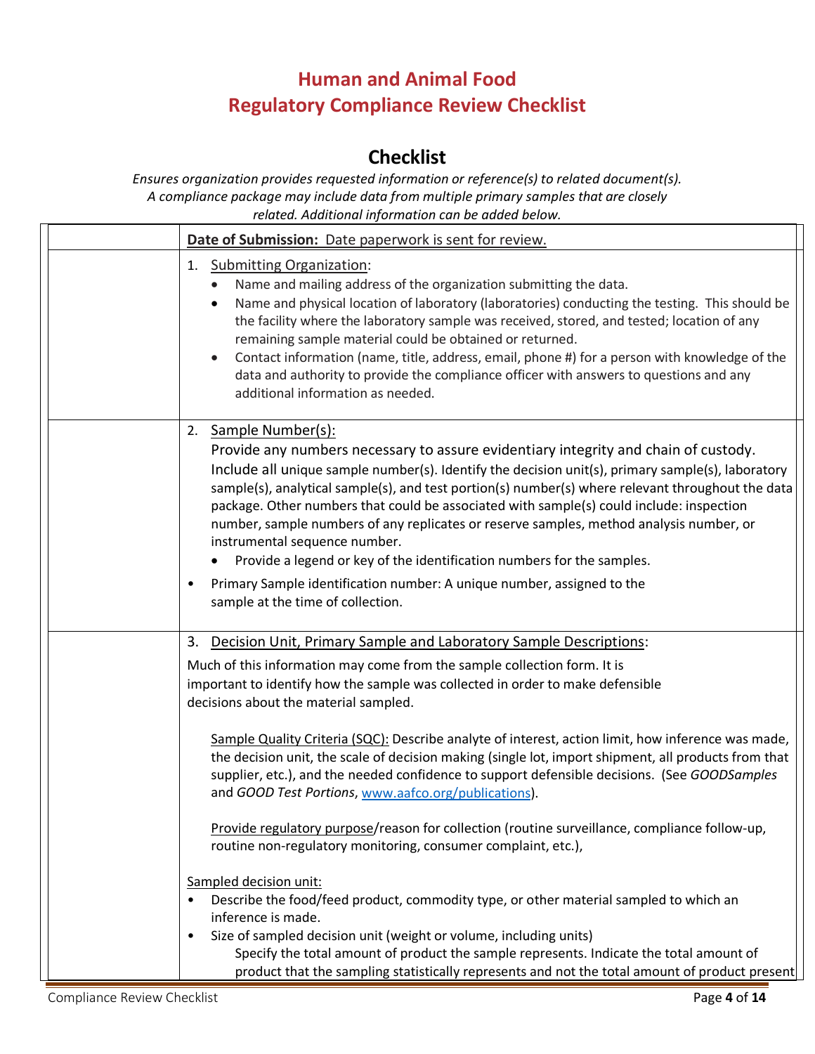# Human and Animal Food Regulatory Compliance Review Checklist

## Checklist

*Ensures organization provides requested information or reference(s) to related document(s). A compliance package may include data from multiple primary samples that are closely related. Additional information can be added below.*

| | |
|---|---|
| | **Date of Submission:** Date paperwork is sent for review. |
| | 1. Submitting Organization:<br>• Name and mailing address of the organization submitting the data.<br>• Name and physical location of laboratory (laboratories) conducting the testing. This should be the facility where the laboratory sample was received, stored, and tested; location of any remaining sample material could be obtained or returned.<br>• Contact information (name, title, address, email, phone #) for a person with knowledge of the data and authority to provide the compliance officer with answers to questions and any additional information as needed. |
| | 2. Sample Number(s):<br>Provide any numbers necessary to assure evidentiary integrity and chain of custody. Include all unique sample number(s). Identify the decision unit(s), primary sample(s), laboratory sample(s), analytical sample(s), and test portion(s) number(s) where relevant throughout the data package. Other numbers that could be associated with sample(s) could include: inspection number, sample numbers of any replicates or reserve samples, method analysis number, or instrumental sequence number.<br>• Provide a legend or key of the identification numbers for the samples.<br>• Primary Sample identification number: A unique number, assigned to the sample at the time of collection. |
| | 3. Decision Unit, Primary Sample and Laboratory Sample Descriptions:<br>Much of this information may come from the sample collection form. It is important to identify how the sample was collected in order to make defensible decisions about the material sampled.<br><br>Sample Quality Criteria (SQC): Describe analyte of interest, action limit, how inference was made, the decision unit, the scale of decision making (single lot, import shipment, all products from that supplier, etc.), and the needed confidence to support defensible decisions. (See *GOODSamples* and *GOOD Test Portions*, [www.aafco.org/publications](www.aafco.org/publications)).<br><br>Provide regulatory purpose/reason for collection (routine surveillance, compliance follow-up, routine non-regulatory monitoring, consumer complaint, etc.),<br><br>Sampled decision unit:<br>• Describe the food/feed product, commodity type, or other material sampled to which an inference is made.<br>• Size of sampled decision unit (weight or volume, including units)<br>Specify the total amount of product the sample represents. Indicate the total amount of product that the sampling statistically represents and not the total amount of product present |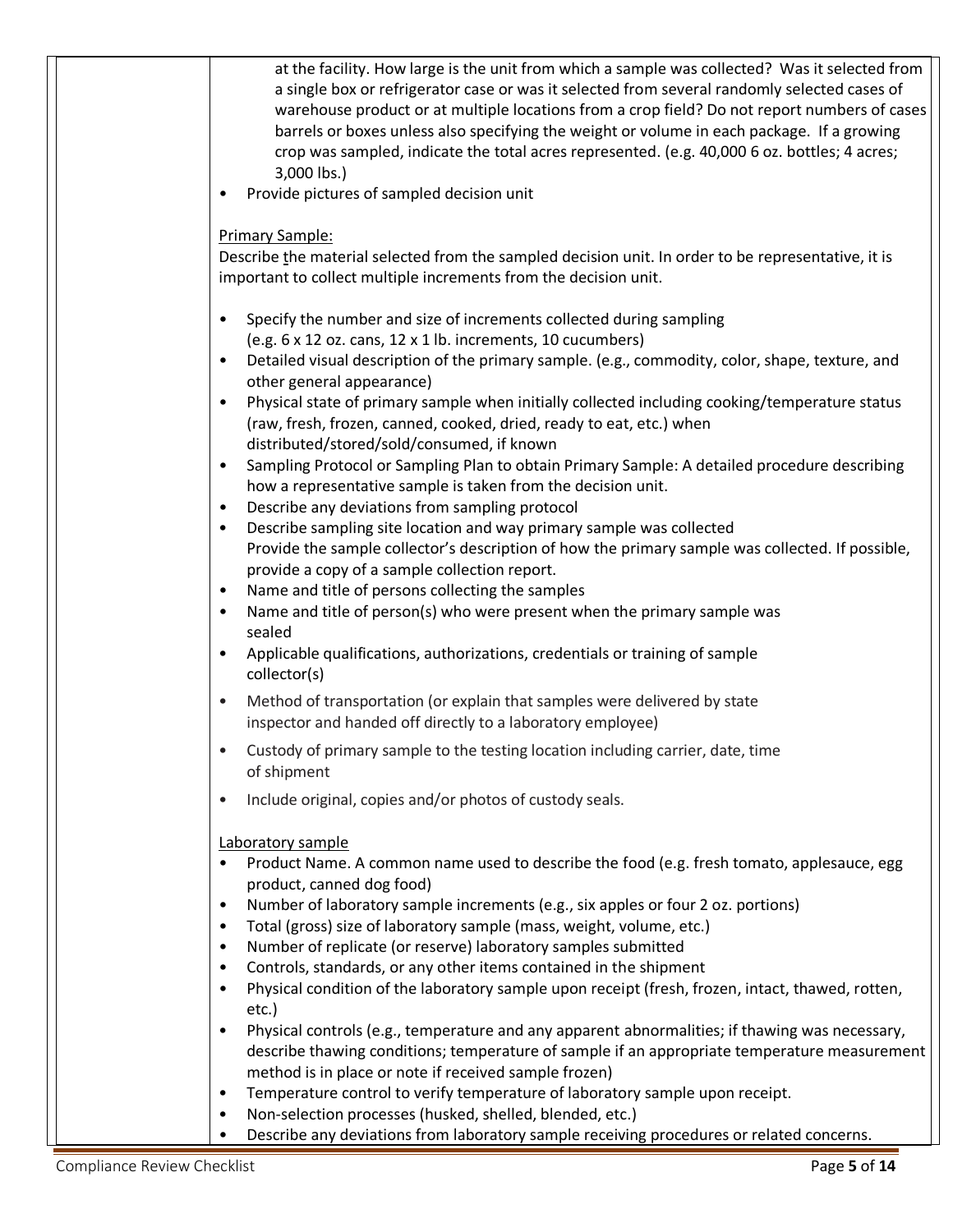at the facility. How large is the unit from which a sample was collected? Was it selected from a single box or refrigerator case or was it selected from several randomly selected cases of warehouse product or at multiple locations from a crop field? Do not report numbers of cases barrels or boxes unless also specifying the weight or volume in each package. If a growing crop was sampled, indicate the total acres represented. (e.g. 40,000 6 oz. bottles; 4 acres; 3,000 lbs.)

- Provide pictures of sampled decision unit

<u>Primary Sample:</u>

Describe the material selected from the sampled decision unit. In order to be representative, it is important to collect multiple increments from the decision unit.

- Specify the number and size of increments collected during sampling (e.g. 6 x 12 oz. cans, 12 x 1 lb. increments, 10 cucumbers)
- Detailed visual description of the primary sample. (e.g., commodity, color, shape, texture, and other general appearance)
- Physical state of primary sample when initially collected including cooking/temperature status (raw, fresh, frozen, canned, cooked, dried, ready to eat, etc.) when distributed/stored/sold/consumed, if known
- Sampling Protocol or Sampling Plan to obtain Primary Sample: A detailed procedure describing how a representative sample is taken from the decision unit.
- Describe any deviations from sampling protocol
- Describe sampling site location and way primary sample was collected
  Provide the sample collector's description of how the primary sample was collected. If possible, provide a copy of a sample collection report.
- Name and title of persons collecting the samples
- Name and title of person(s) who were present when the primary sample was sealed
- Applicable qualifications, authorizations, credentials or training of sample collector(s)
- Method of transportation (or explain that samples were delivered by state inspector and handed off directly to a laboratory employee)
- Custody of primary sample to the testing location including carrier, date, time of shipment
- Include original, copies and/or photos of custody seals.

<u>Laboratory sample</u>

- Product Name. A common name used to describe the food (e.g. fresh tomato, applesauce, egg product, canned dog food)
- Number of laboratory sample increments (e.g., six apples or four 2 oz. portions)
- Total (gross) size of laboratory sample (mass, weight, volume, etc.)
- Number of replicate (or reserve) laboratory samples submitted
- Controls, standards, or any other items contained in the shipment
- Physical condition of the laboratory sample upon receipt (fresh, frozen, intact, thawed, rotten, etc.)
- Physical controls (e.g., temperature and any apparent abnormalities; if thawing was necessary, describe thawing conditions; temperature of sample if an appropriate temperature measurement method is in place or note if received sample frozen)
- Temperature control to verify temperature of laboratory sample upon receipt.
- Non-selection processes (husked, shelled, blended, etc.)
- Describe any deviations from laboratory sample receiving procedures or related concerns.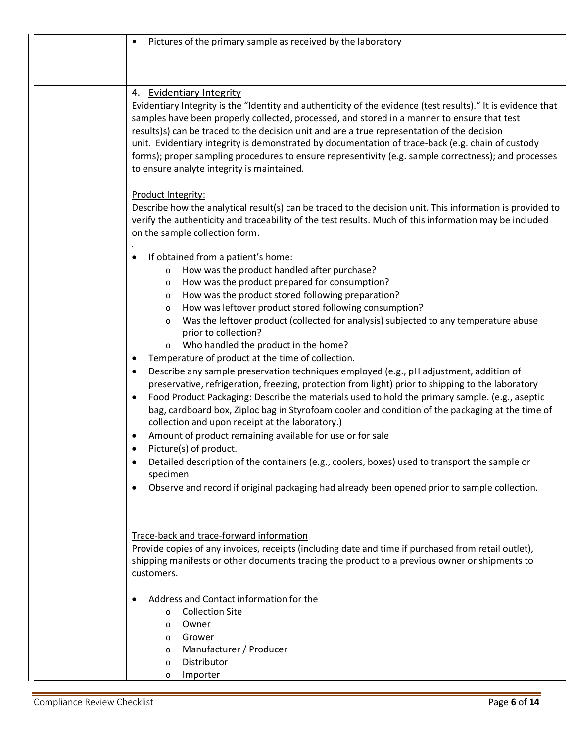- Pictures of the primary sample as received by the laboratory

4. Evidentiary Integrity

Evidentiary Integrity is the "Identity and authenticity of the evidence (test results)." It is evidence that samples have been properly collected, processed, and stored in a manner to ensure that test results)s) can be traced to the decision unit and are a true representation of the decision unit. Evidentiary integrity is demonstrated by documentation of trace-back (e.g. chain of custody forms); proper sampling procedures to ensure representivity (e.g. sample correctness); and processes to ensure analyte integrity is maintained.

Product Integrity:

Describe how the analytical result(s) can be traced to the decision unit. This information is provided to verify the authenticity and traceability of the test results. Much of this information may be included on the sample collection form.

.

- If obtained from a patient's home:
  - How was the product handled after purchase?
  - How was the product prepared for consumption?
  - How was the product stored following preparation?
  - How was leftover product stored following consumption?
  - Was the leftover product (collected for analysis) subjected to any temperature abuse prior to collection?
  - Who handled the product in the home?
- Temperature of product at the time of collection.
- Describe any sample preservation techniques employed (e.g., pH adjustment, addition of preservative, refrigeration, freezing, protection from light) prior to shipping to the laboratory
- Food Product Packaging: Describe the materials used to hold the primary sample. (e.g., aseptic bag, cardboard box, Ziploc bag in Styrofoam cooler and condition of the packaging at the time of collection and upon receipt at the laboratory.)
- Amount of product remaining available for use or for sale
- Picture(s) of product.
- Detailed description of the containers (e.g., coolers, boxes) used to transport the sample or specimen
- Observe and record if original packaging had already been opened prior to sample collection.

Trace-back and trace-forward information

Provide copies of any invoices, receipts (including date and time if purchased from retail outlet), shipping manifests or other documents tracing the product to a previous owner or shipments to customers.

- Address and Contact information for the
  - Collection Site
  - Owner
  - Grower
  - Manufacturer / Producer
  - Distributor
  - Importer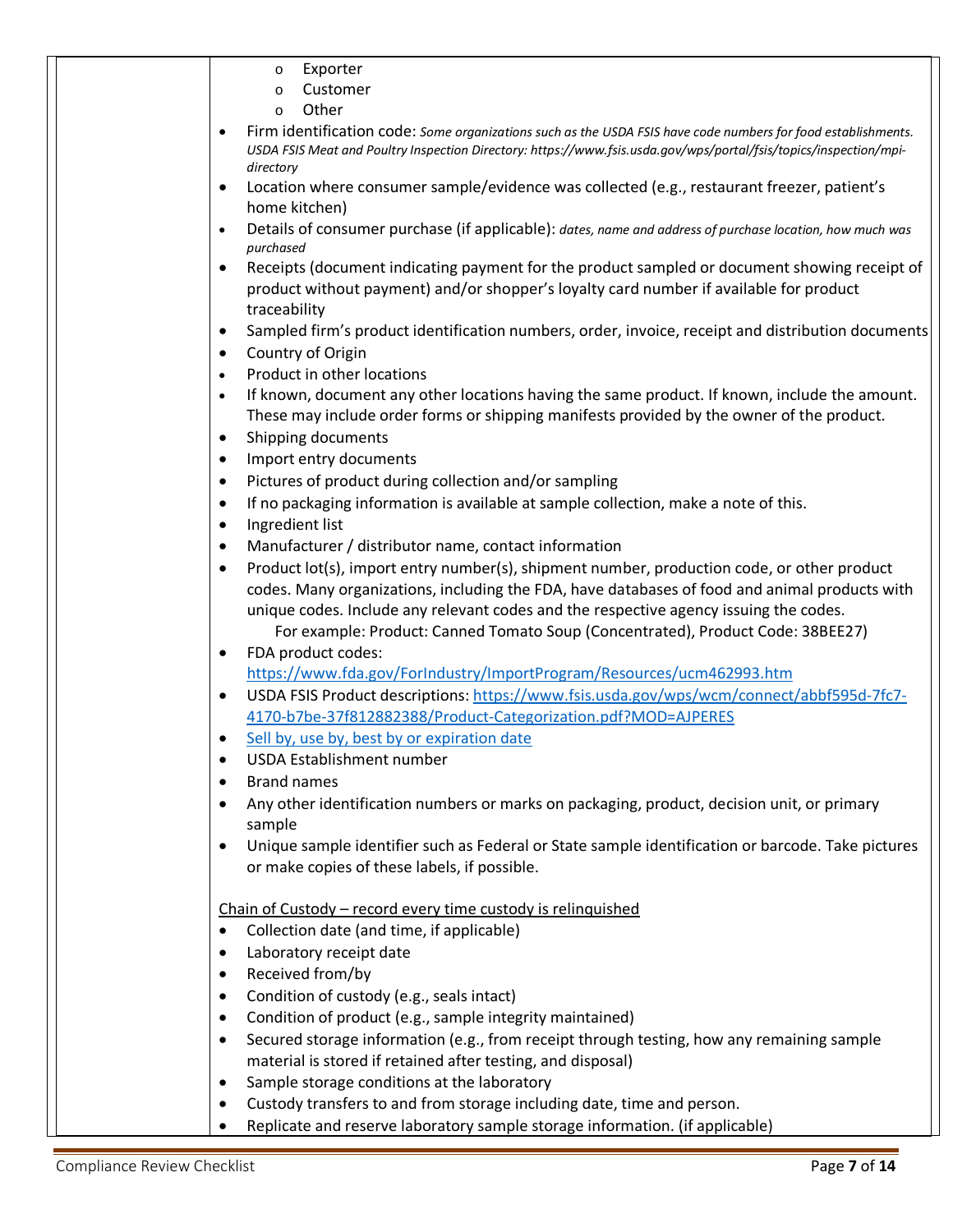- Exporter
  - Customer
  - Other
- Firm identification code: *Some organizations such as the USDA FSIS have code numbers for food establishments. USDA FSIS Meat and Poultry Inspection Directory: https://www.fsis.usda.gov/wps/portal/fsis/topics/inspection/mpi-directory*
- Location where consumer sample/evidence was collected (e.g., restaurant freezer, patient's home kitchen)
- Details of consumer purchase (if applicable): *dates, name and address of purchase location, how much was purchased*
- Receipts (document indicating payment for the product sampled or document showing receipt of product without payment) and/or shopper's loyalty card number if available for product traceability
- Sampled firm's product identification numbers, order, invoice, receipt and distribution documents
- Country of Origin
- Product in other locations
- If known, document any other locations having the same product. If known, include the amount. These may include order forms or shipping manifests provided by the owner of the product.
- Shipping documents
- Import entry documents
- Pictures of product during collection and/or sampling
- If no packaging information is available at sample collection, make a note of this.
- Ingredient list
- Manufacturer / distributor name, contact information
- Product lot(s), import entry number(s), shipment number, production code, or other product codes. Many organizations, including the FDA, have databases of food and animal products with unique codes. Include any relevant codes and the respective agency issuing the codes.
  For example: Product: Canned Tomato Soup (Concentrated), Product Code: 38BEE27)
- FDA product codes: [https://www.fda.gov/ForIndustry/ImportProgram/Resources/ucm462993.htm](https://www.fda.gov/ForIndustry/ImportProgram/Resources/ucm462993.htm)
- USDA FSIS Product descriptions: [https://www.fsis.usda.gov/wps/wcm/connect/abbf595d-7fc7-4170-b7be-37f812882388/Product-Categorization.pdf?MOD=AJPERES](https://www.fsis.usda.gov/wps/wcm/connect/abbf595d-7fc7-4170-b7be-37f812882388/Product-Categorization.pdf?MOD=AJPERES)
- Sell by, use by, best by or expiration date
- USDA Establishment number
- Brand names
- Any other identification numbers or marks on packaging, product, decision unit, or primary sample
- Unique sample identifier such as Federal or State sample identification or barcode. Take pictures or make copies of these labels, if possible.

<u>Chain of Custody – record every time custody is relinquished</u>

- Collection date (and time, if applicable)
- Laboratory receipt date
- Received from/by
- Condition of custody (e.g., seals intact)
- Condition of product (e.g., sample integrity maintained)
- Secured storage information (e.g., from receipt through testing, how any remaining sample material is stored if retained after testing, and disposal)
- Sample storage conditions at the laboratory
- Custody transfers to and from storage including date, time and person.
- Replicate and reserve laboratory sample storage information. (if applicable)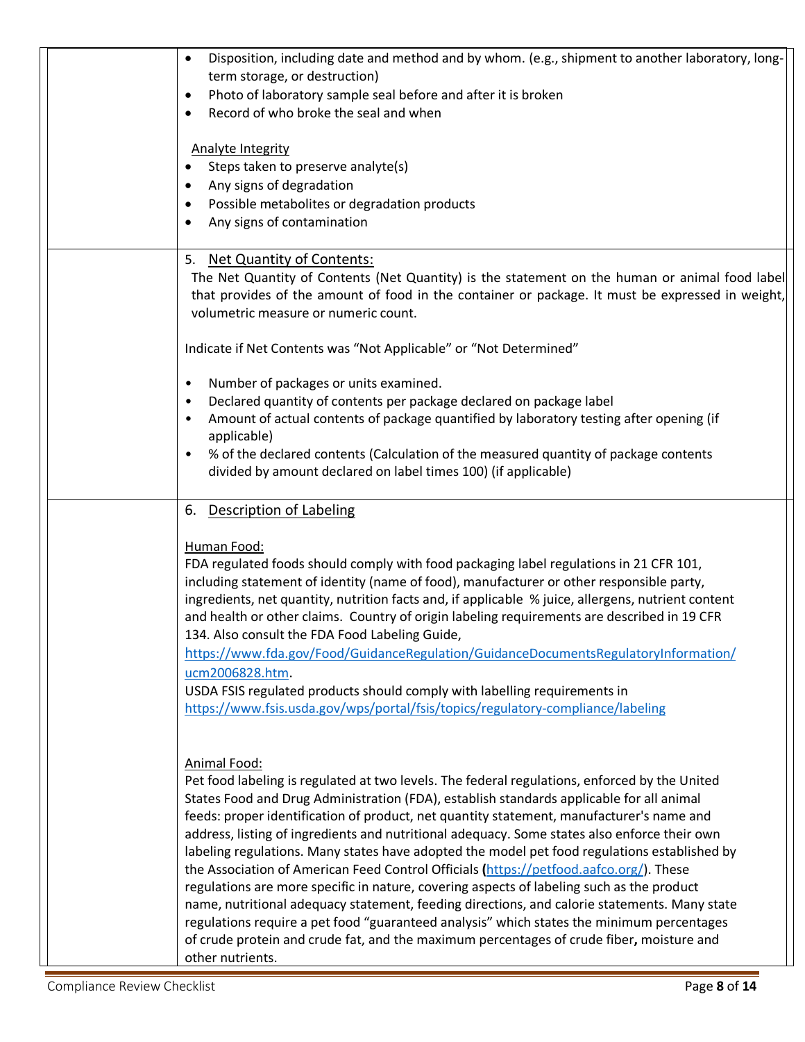- Disposition, including date and method and by whom. (e.g., shipment to another laboratory, long-term storage, or destruction)
- Photo of laboratory sample seal before and after it is broken
- Record of who broke the seal and when

Analyte Integrity

- Steps taken to preserve analyte(s)
- Any signs of degradation
- Possible metabolites or degradation products
- Any signs of contamination

## 5. Net Quantity of Contents:

The Net Quantity of Contents (Net Quantity) is the statement on the human or animal food label that provides of the amount of food in the container or package. It must be expressed in weight, volumetric measure or numeric count.

Indicate if Net Contents was "Not Applicable" or "Not Determined"

- Number of packages or units examined.
- Declared quantity of contents per package declared on package label
- Amount of actual contents of package quantified by laboratory testing after opening (if applicable)
- % of the declared contents (Calculation of the measured quantity of package contents divided by amount declared on label times 100) (if applicable)

## 6. Description of Labeling

Human Food:

FDA regulated foods should comply with food packaging label regulations in 21 CFR 101, including statement of identity (name of food), manufacturer or other responsible party, ingredients, net quantity, nutrition facts and, if applicable % juice, allergens, nutrient content and health or other claims. Country of origin labeling requirements are described in 19 CFR 134. Also consult the FDA Food Labeling Guide, https://www.fda.gov/Food/GuidanceRegulation/GuidanceDocumentsRegulatoryInformation/ucm2006828.htm.
USDA FSIS regulated products should comply with labelling requirements in https://www.fsis.usda.gov/wps/portal/fsis/topics/regulatory-compliance/labeling

Animal Food:

Pet food labeling is regulated at two levels. The federal regulations, enforced by the United States Food and Drug Administration (FDA), establish standards applicable for all animal feeds: proper identification of product, net quantity statement, manufacturer's name and address, listing of ingredients and nutritional adequacy. Some states also enforce their own labeling regulations. Many states have adopted the model pet food regulations established by the Association of American Feed Control Officials (https://petfood.aafco.org/). These regulations are more specific in nature, covering aspects of labeling such as the product name, nutritional adequacy statement, feeding directions, and calorie statements. Many state regulations require a pet food "guaranteed analysis" which states the minimum percentages of crude protein and crude fat, and the maximum percentages of crude fiber**,** moisture and other nutrients.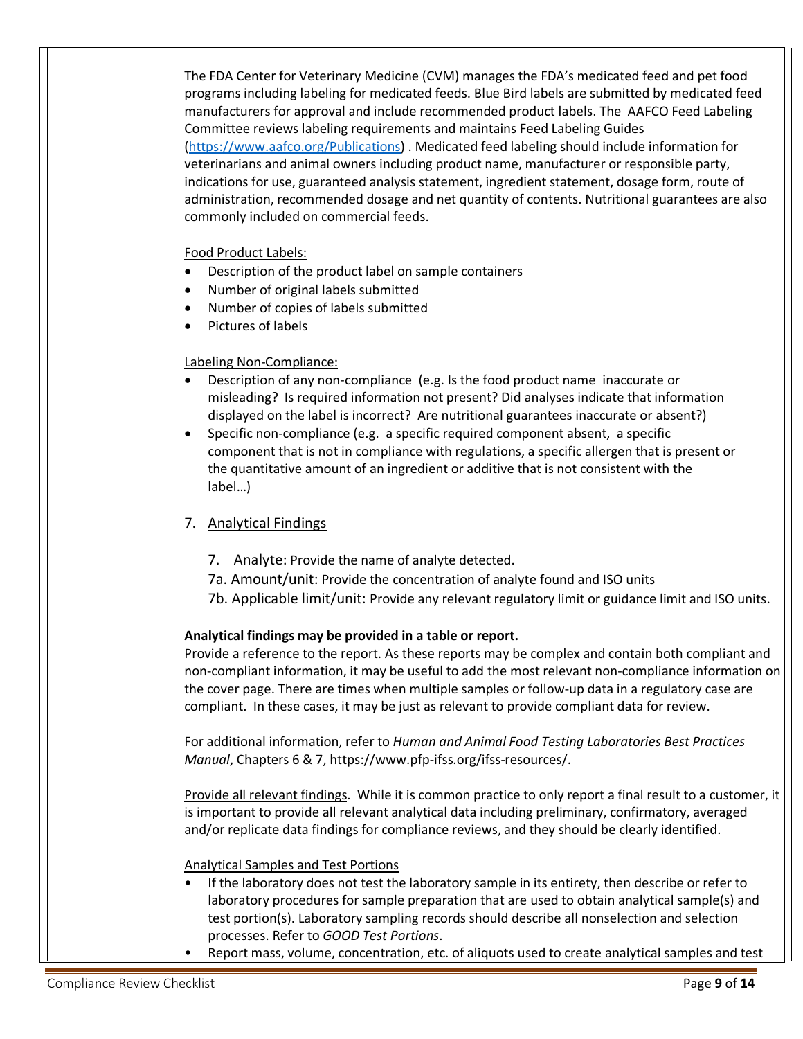The FDA Center for Veterinary Medicine (CVM) manages the FDA's medicated feed and pet food programs including labeling for medicated feeds. Blue Bird labels are submitted by medicated feed manufacturers for approval and include recommended product labels. The AAFCO Feed Labeling Committee reviews labeling requirements and maintains Feed Labeling Guides (https://www.aafco.org/Publications) . Medicated feed labeling should include information for veterinarians and animal owners including product name, manufacturer or responsible party, indications for use, guaranteed analysis statement, ingredient statement, dosage form, route of administration, recommended dosage and net quantity of contents. Nutritional guarantees are also commonly included on commercial feeds.

Food Product Labels:

- Description of the product label on sample containers
- Number of original labels submitted
- Number of copies of labels submitted
- Pictures of labels

Labeling Non-Compliance:

- Description of any non-compliance (e.g. Is the food product name inaccurate or misleading? Is required information not present? Did analyses indicate that information displayed on the label is incorrect? Are nutritional guarantees inaccurate or absent?)
- Specific non-compliance (e.g. a specific required component absent, a specific component that is not in compliance with regulations, a specific allergen that is present or the quantitative amount of an ingredient or additive that is not consistent with the label…)

## 7. Analytical Findings

7. Analyte: Provide the name of analyte detected.
7a. Amount/unit: Provide the concentration of analyte found and ISO units
7b. Applicable limit/unit: Provide any relevant regulatory limit or guidance limit and ISO units.

**Analytical findings may be provided in a table or report.**
Provide a reference to the report. As these reports may be complex and contain both compliant and non-compliant information, it may be useful to add the most relevant non-compliance information on the cover page. There are times when multiple samples or follow-up data in a regulatory case are compliant. In these cases, it may be just as relevant to provide compliant data for review.

For additional information, refer to *Human and Animal Food Testing Laboratories Best Practices Manual*, Chapters 6 & 7, https://www.pfp-ifss.org/ifss-resources/.

Provide all relevant findings. While it is common practice to only report a final result to a customer, it is important to provide all relevant analytical data including preliminary, confirmatory, averaged and/or replicate data findings for compliance reviews, and they should be clearly identified.

Analytical Samples and Test Portions

- If the laboratory does not test the laboratory sample in its entirety, then describe or refer to laboratory procedures for sample preparation that are used to obtain analytical sample(s) and test portion(s). Laboratory sampling records should describe all nonselection and selection processes. Refer to *GOOD Test Portions*.
- Report mass, volume, concentration, etc. of aliquots used to create analytical samples and test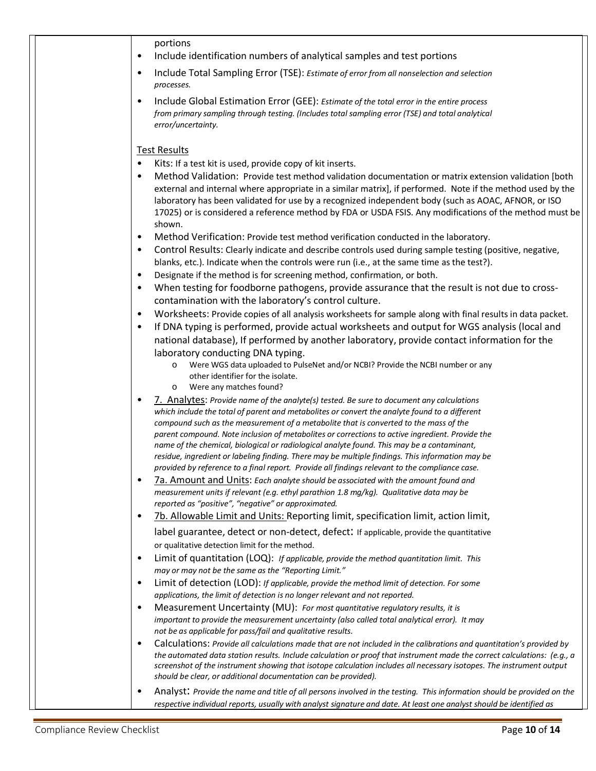portions

- Include identification numbers of analytical samples and test portions
- Include Total Sampling Error (TSE): *Estimate of error from all nonselection and selection processes.*
- Include Global Estimation Error (GEE): *Estimate of the total error in the entire process from primary sampling through testing. (Includes total sampling error (TSE) and total analytical error/uncertainty.*

<u>Test Results</u>

- Kits: If a test kit is used, provide copy of kit inserts.
- Method Validation: Provide test method validation documentation or matrix extension validation [both external and internal where appropriate in a similar matrix], if performed. Note if the method used by the laboratory has been validated for use by a recognized independent body (such as AOAC, AFNOR, or ISO 17025) or is considered a reference method by FDA or USDA FSIS. Any modifications of the method must be shown.
- Method Verification: Provide test method verification conducted in the laboratory.
- Control Results: Clearly indicate and describe controls used during sample testing (positive, negative, blanks, etc.). Indicate when the controls were run (i.e., at the same time as the test?).
- Designate if the method is for screening method, confirmation, or both.
- When testing for foodborne pathogens, provide assurance that the result is not due to cross-contamination with the laboratory's control culture.
- Worksheets: Provide copies of all analysis worksheets for sample along with final results in data packet.
- If DNA typing is performed, provide actual worksheets and output for WGS analysis (local and national database), If performed by another laboratory, provide contact information for the laboratory conducting DNA typing.
  - Were WGS data uploaded to PulseNet and/or NCBI? Provide the NCBI number or any other identifier for the isolate.
  - Were any matches found?
- <u>7. Analytes</u>: *Provide name of the analyte(s) tested. Be sure to document any calculations which include the total of parent and metabolites or convert the analyte found to a different compound such as the measurement of a metabolite that is converted to the mass of the parent compound. Note inclusion of metabolites or corrections to active ingredient. Provide the name of the chemical, biological or radiological analyte found. This may be a contaminant, residue, ingredient or labeling finding. There may be multiple findings. This information may be provided by reference to a final report. Provide all findings relevant to the compliance case.*
- <u>7a. Amount and Units</u>: *Each analyte should be associated with the amount found and measurement units if relevant (e.g. ethyl parathion 1.8 mg/kg). Qualitative data may be reported as "positive", "negative" or approximated.*
- <u>7b. Allowable Limit and Units:</u> Reporting limit, specification limit, action limit, label guarantee, detect or non-detect, defect: If applicable, provide the quantitative or qualitative detection limit for the method.
- Limit of quantitation (LOQ): *If applicable, provide the method quantitation limit. This may or may not be the same as the "Reporting Limit."*
- Limit of detection (LOD): *If applicable, provide the method limit of detection. For some applications, the limit of detection is no longer relevant and not reported.*
- Measurement Uncertainty (MU): *For most quantitative regulatory results, it is important to provide the measurement uncertainty (also called total analytical error). It may not be as applicable for pass/fail and qualitative results.*
- Calculations: *Provide all calculations made that are not included in the calibrations and quantitation's provided by the automated data station results. Include calculation or proof that instrument made the correct calculations: (e.g., a screenshot of the instrument showing that isotope calculation includes all necessary isotopes. The instrument output should be clear, or additional documentation can be provided).*
- Analyst: *Provide the name and title of all persons involved in the testing. This information should be provided on the respective individual reports, usually with analyst signature and date. At least one analyst should be identified as*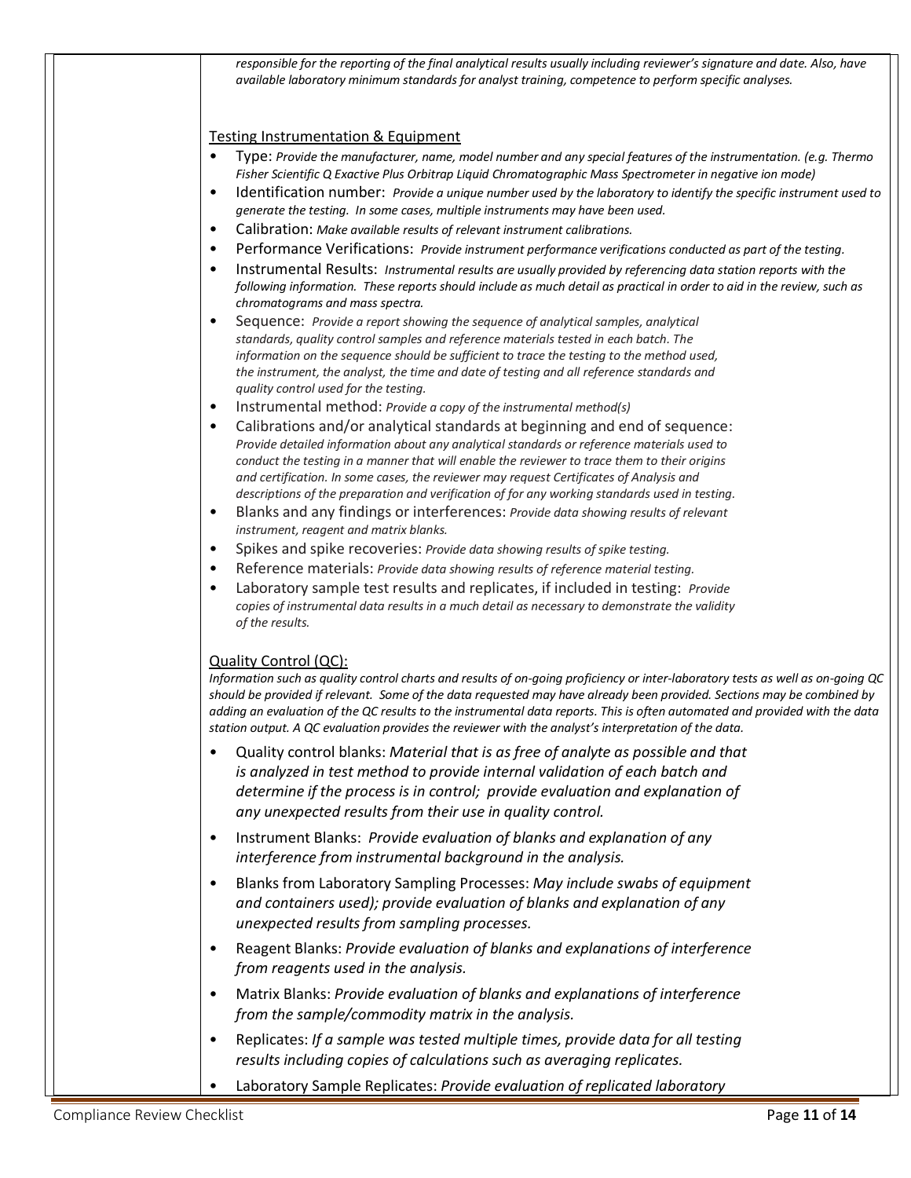*responsible for the reporting of the final analytical results usually including reviewer's signature and date. Also, have available laboratory minimum standards for analyst training, competence to perform specific analyses.*

Testing Instrumentation & Equipment

- Type: *Provide the manufacturer, name, model number and any special features of the instrumentation. (e.g. Thermo Fisher Scientific Q Exactive Plus Orbitrap Liquid Chromatographic Mass Spectrometer in negative ion mode)*
- Identification number: *Provide a unique number used by the laboratory to identify the specific instrument used to generate the testing. In some cases, multiple instruments may have been used.*
- Calibration: *Make available results of relevant instrument calibrations.*
- Performance Verifications: *Provide instrument performance verifications conducted as part of the testing.*
- Instrumental Results: *Instrumental results are usually provided by referencing data station reports with the following information. These reports should include as much detail as practical in order to aid in the review, such as chromatograms and mass spectra.*
- Sequence: *Provide a report showing the sequence of analytical samples, analytical standards, quality control samples and reference materials tested in each batch. The information on the sequence should be sufficient to trace the testing to the method used, the instrument, the analyst, the time and date of testing and all reference standards and quality control used for the testing.*
- Instrumental method: *Provide a copy of the instrumental method(s)*
- Calibrations and/or analytical standards at beginning and end of sequence: *Provide detailed information about any analytical standards or reference materials used to conduct the testing in a manner that will enable the reviewer to trace them to their origins and certification. In some cases, the reviewer may request Certificates of Analysis and descriptions of the preparation and verification of for any working standards used in testing.*
- Blanks and any findings or interferences: *Provide data showing results of relevant instrument, reagent and matrix blanks.*
- Spikes and spike recoveries: *Provide data showing results of spike testing.*
- Reference materials: *Provide data showing results of reference material testing.*
- Laboratory sample test results and replicates, if included in testing: *Provide copies of instrumental data results in a much detail as necessary to demonstrate the validity of the results.*

Quality Control (QC):

*Information such as quality control charts and results of on-going proficiency or inter-laboratory tests as well as on-going QC should be provided if relevant. Some of the data requested may have already been provided. Sections may be combined by adding an evaluation of the QC results to the instrumental data reports. This is often automated and provided with the data station output. A QC evaluation provides the reviewer with the analyst's interpretation of the data.*

- Quality control blanks: *Material that is as free of analyte as possible and that is analyzed in test method to provide internal validation of each batch and determine if the process is in control; provide evaluation and explanation of any unexpected results from their use in quality control.*
- Instrument Blanks: *Provide evaluation of blanks and explanation of any interference from instrumental background in the analysis.*
- Blanks from Laboratory Sampling Processes: *May include swabs of equipment and containers used); provide evaluation of blanks and explanation of any unexpected results from sampling processes.*
- Reagent Blanks: *Provide evaluation of blanks and explanations of interference from reagents used in the analysis.*
- Matrix Blanks: *Provide evaluation of blanks and explanations of interference from the sample/commodity matrix in the analysis.*
- Replicates: *If a sample was tested multiple times, provide data for all testing results including copies of calculations such as averaging replicates.*
- Laboratory Sample Replicates: *Provide evaluation of replicated laboratory*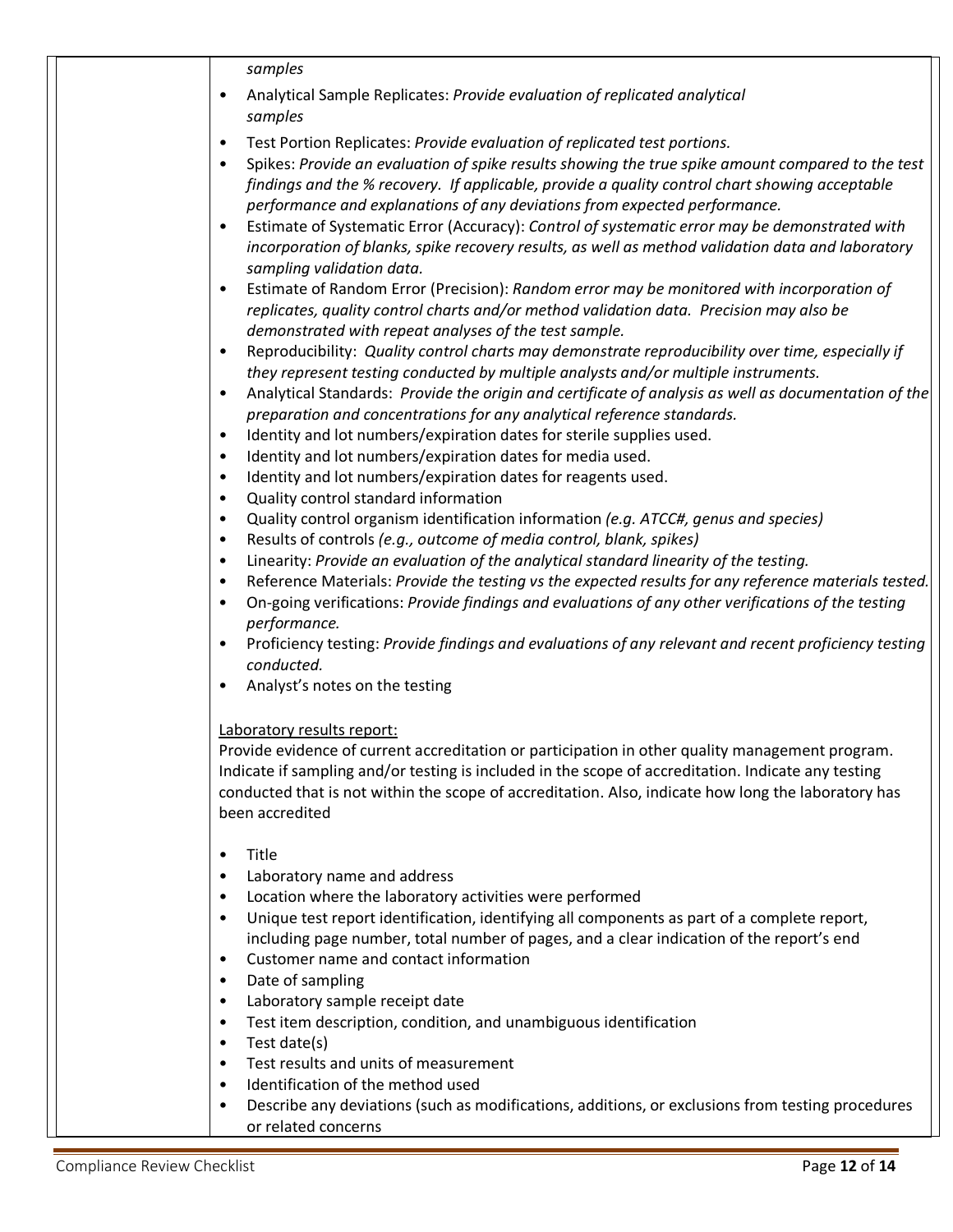*samples*

- Analytical Sample Replicates: *Provide evaluation of replicated analytical samples*
- Test Portion Replicates: *Provide evaluation of replicated test portions.*
- Spikes: *Provide an evaluation of spike results showing the true spike amount compared to the test findings and the % recovery. If applicable, provide a quality control chart showing acceptable performance and explanations of any deviations from expected performance.*
- Estimate of Systematic Error (Accuracy): *Control of systematic error may be demonstrated with incorporation of blanks, spike recovery results, as well as method validation data and laboratory sampling validation data.*
- Estimate of Random Error (Precision): *Random error may be monitored with incorporation of replicates, quality control charts and/or method validation data. Precision may also be demonstrated with repeat analyses of the test sample.*
- Reproducibility: *Quality control charts may demonstrate reproducibility over time, especially if they represent testing conducted by multiple analysts and/or multiple instruments.*
- Analytical Standards: *Provide the origin and certificate of analysis as well as documentation of the preparation and concentrations for any analytical reference standards.*
- Identity and lot numbers/expiration dates for sterile supplies used.
- Identity and lot numbers/expiration dates for media used.
- Identity and lot numbers/expiration dates for reagents used.
- Quality control standard information
- Quality control organism identification information *(e.g. ATCC#, genus and species)*
- Results of controls *(e.g., outcome of media control, blank, spikes)*
- Linearity: *Provide an evaluation of the analytical standard linearity of the testing.*
- Reference Materials: *Provide the testing vs the expected results for any reference materials tested.*
- On-going verifications: *Provide findings and evaluations of any other verifications of the testing performance.*
- Proficiency testing: *Provide findings and evaluations of any relevant and recent proficiency testing conducted.*
- Analyst's notes on the testing

<u>Laboratory results report:</u>

Provide evidence of current accreditation or participation in other quality management program. Indicate if sampling and/or testing is included in the scope of accreditation. Indicate any testing conducted that is not within the scope of accreditation. Also, indicate how long the laboratory has been accredited

- Title
- Laboratory name and address
- Location where the laboratory activities were performed
- Unique test report identification, identifying all components as part of a complete report, including page number, total number of pages, and a clear indication of the report's end
- Customer name and contact information
- Date of sampling
- Laboratory sample receipt date
- Test item description, condition, and unambiguous identification
- Test date(s)
- Test results and units of measurement
- Identification of the method used
- Describe any deviations (such as modifications, additions, or exclusions from testing procedures or related concerns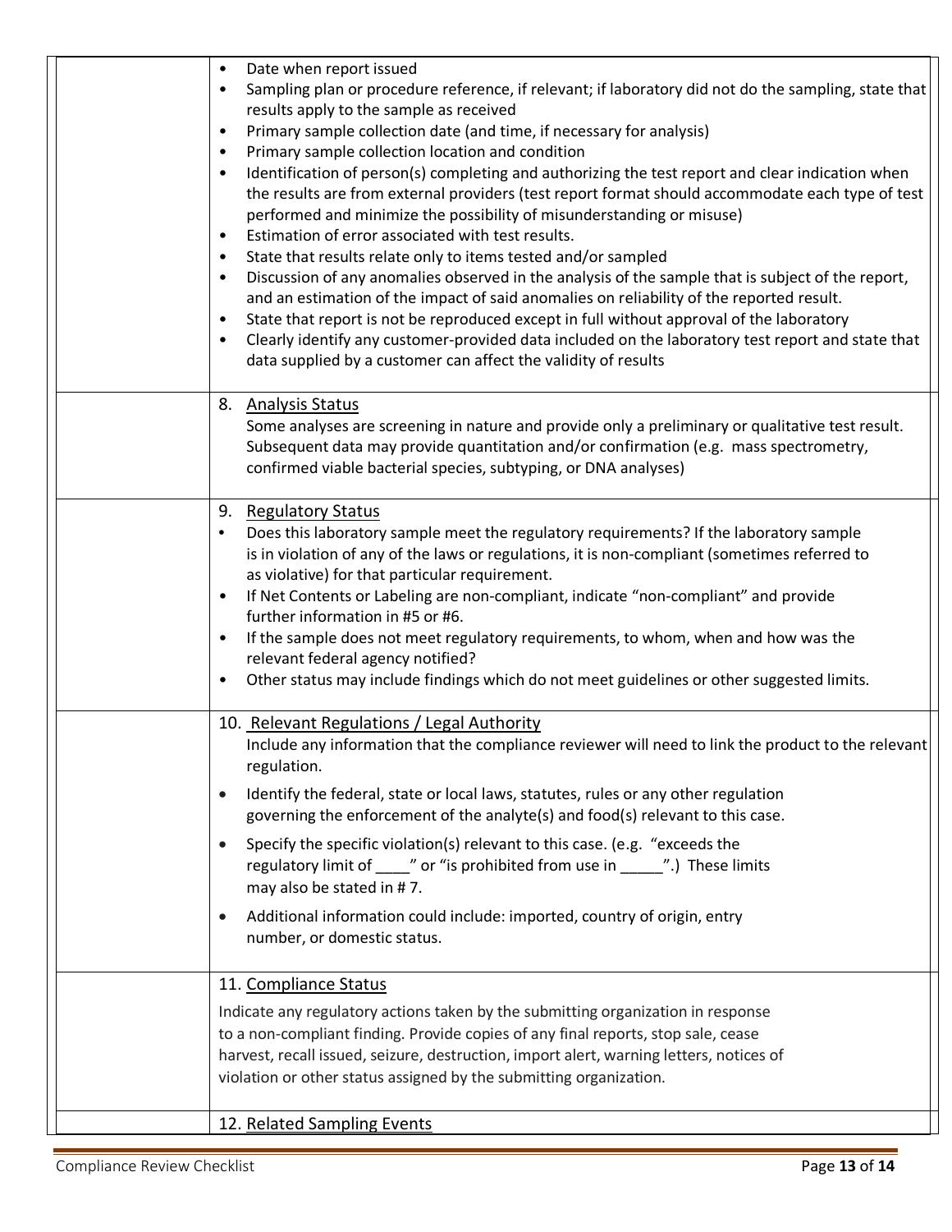| | |
|---|---|
| | • Date when report issued<br>• Sampling plan or procedure reference, if relevant; if laboratory did not do the sampling, state that results apply to the sample as received<br>• Primary sample collection date (and time, if necessary for analysis)<br>• Primary sample collection location and condition<br>• Identification of person(s) completing and authorizing the test report and clear indication when the results are from external providers (test report format should accommodate each type of test performed and minimize the possibility of misunderstanding or misuse)<br>• Estimation of error associated with test results.<br>• State that results relate only to items tested and/or sampled<br>• Discussion of any anomalies observed in the analysis of the sample that is subject of the report, and an estimation of the impact of said anomalies on reliability of the reported result.<br>• State that report is not be reproduced except in full without approval of the laboratory<br>• Clearly identify any customer-provided data included on the laboratory test report and state that data supplied by a customer can affect the validity of results |
| | 8. <u>Analysis Status</u><br>Some analyses are screening in nature and provide only a preliminary or qualitative test result. Subsequent data may provide quantitation and/or confirmation (e.g. mass spectrometry, confirmed viable bacterial species, subtyping, or DNA analyses) |
| | 9. <u>Regulatory Status</u><br>• Does this laboratory sample meet the regulatory requirements? If the laboratory sample is in violation of any of the laws or regulations, it is non-compliant (sometimes referred to as violative) for that particular requirement.<br>• If Net Contents or Labeling are non-compliant, indicate "non-compliant" and provide further information in #5 or #6.<br>• If the sample does not meet regulatory requirements, to whom, when and how was the relevant federal agency notified?<br>• Other status may include findings which do not meet guidelines or other suggested limits. |
| | 10. <u>Relevant Regulations / Legal Authority</u><br>Include any information that the compliance reviewer will need to link the product to the relevant regulation.<br>• Identify the federal, state or local laws, statutes, rules or any other regulation governing the enforcement of the analyte(s) and food(s) relevant to this case.<br>• Specify the specific violation(s) relevant to this case. (e.g. "exceeds the regulatory limit of ____" or "is prohibited from use in _____".) These limits may also be stated in # 7.<br>• Additional information could include: imported, country of origin, entry number, or domestic status. |
| | 11. <u>Compliance Status</u><br>Indicate any regulatory actions taken by the submitting organization in response to a non-compliant finding. Provide copies of any final reports, stop sale, cease harvest, recall issued, seizure, destruction, import alert, warning letters, notices of violation or other status assigned by the submitting organization. |
| | 12. <u>Related Sampling Events</u> |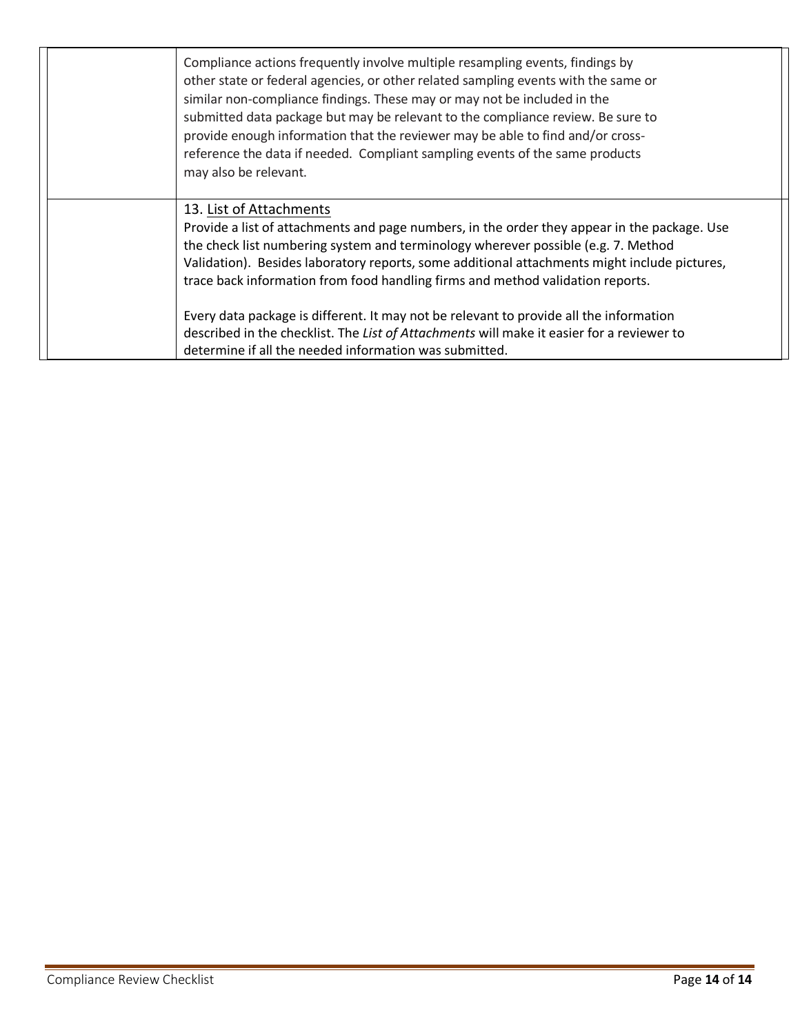| | |
|---|---|
| | Compliance actions frequently involve multiple resampling events, findings by other state or federal agencies, or other related sampling events with the same or similar non-compliance findings. These may or may not be included in the submitted data package but may be relevant to the compliance review. Be sure to provide enough information that the reviewer may be able to find and/or cross-reference the data if needed. Compliant sampling events of the same products may also be relevant. |
| | 13. List of Attachments<br>Provide a list of attachments and page numbers, in the order they appear in the package. Use the check list numbering system and terminology wherever possible (e.g. 7. Method Validation). Besides laboratory reports, some additional attachments might include pictures, trace back information from food handling firms and method validation reports.<br><br>Every data package is different. It may not be relevant to provide all the information described in the checklist. The *List of Attachments* will make it easier for a reviewer to determine if all the needed information was submitted. |